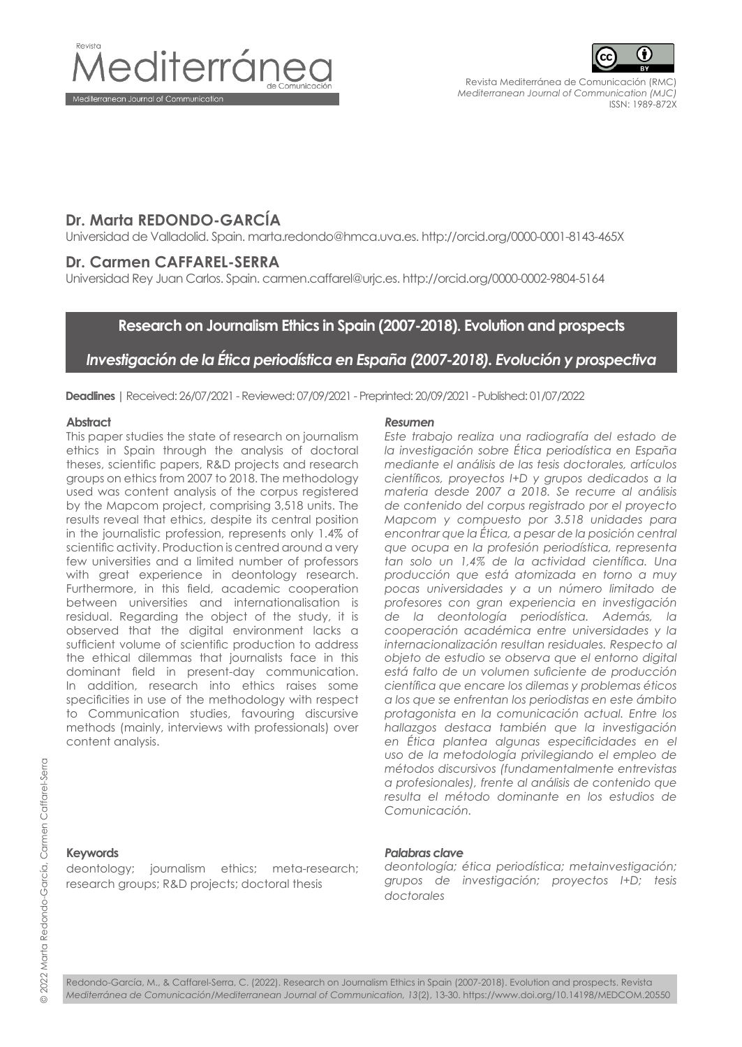**Dr. Marta REDONDO-GARCÍA**

Universidad de Valladolid. Spain. marta.redondo@hmca.uva.es. http://orcid.org/0000-0001-8143-465X

**Dr. Carmen CAFFAREL-SERRA**

Universidad Rey Juan Carlos. Spain. carmen.caffarel@urjc.es. http://orcid.org/0000-0002-9804-5164

# Research on Journalism Ethics in Spain (2007-2018). Evolution and prospects

## *Investigación de la Ética periodística en España (2007-2018). Evolución y prospectiva*

**Deadlines** | Received: 26/07/2021 - Reviewed: 07/09/2021 - Preprinted: 20/09/2021 - Published: 01/07/2022

### Abstract

This paper studies the state of research on journalism ethics in Spain through the analysis of doctoral theses, scientific papers, R&D projects and research groups on ethics from 2007 to 2018. The methodology used was content analysis of the corpus registered by the Mapcom project, comprising 3,518 units. The results reveal that ethics, despite its central position in the journalistic profession, represents only 1.4% of scientific activity. Production is centred around a very few universities and a limited number of professors with great experience in deontology research. Furthermore, in this field, academic cooperation between universities and internationalisation is residual. Regarding the object of the study, it is observed that the digital environment lacks a sufficient volume of scientific production to address the ethical dilemmas that journalists face in this dominant field in present-day communication. In addition, research into ethics raises some specificities in use of the methodology with respect to Communication studies, favouring discursive methods (mainly, interviews with professionals) over content analysis.

### Keywords

deontology; journalism ethics; meta-research; research groups; R&D projects; doctoral thesis

### *Resumen*

*Este trabajo realiza una radiografía del estado de la investigación sobre Ética periodística en España mediante el análisis de las tesis doctorales, artículos científicos, proyectos I+D y grupos dedicados a la materia desde 2007 a 2018. Se recurre al análisis de contenido del corpus registrado por el proyecto Mapcom y compuesto por 3.518 unidades para encontrar que la Ética, a pesar de la posición central que ocupa en la profesión periodística, representa tan solo un 1,4% de la actividad científica. Una producción que está atomizada en torno a muy pocas universidades y a un número limitado de profesores con gran experiencia en investigación de la deontología periodística. Además, la cooperación académica entre universidades y la internacionalización resultan residuales. Respecto al objeto de estudio se observa que el entorno digital está falto de un volumen suficiente de producción científica que encare los dilemas y problemas éticos a los que se enfrentan los periodistas en este ámbito protagonista en la comunicación actual. Entre los hallazgos destaca también que la investigación en Ética plantea algunas especificidades en el uso de la metodología privilegiando el empleo de métodos discursivos (fundamentalmente entrevistas a profesionales), frente al análisis de contenido que resulta el método dominante en los estudios de Comunicación.*

### *Palabras clave*

*deontología; ética periodística; metainvestigación; grupos de investigación; proyectos I+D; tesis doctorales*

Redondo-García, M., & Caffarel-Serra, C. (2022). Research on Journalism Ethics in Spain (2007-2018). Evolution and prospects. Revista *Mediterránea de Comunicación/Mediterranean Journal of Communication, 13*(2), 13-30. https://www.doi.org/10.14198/MEDCOM.20550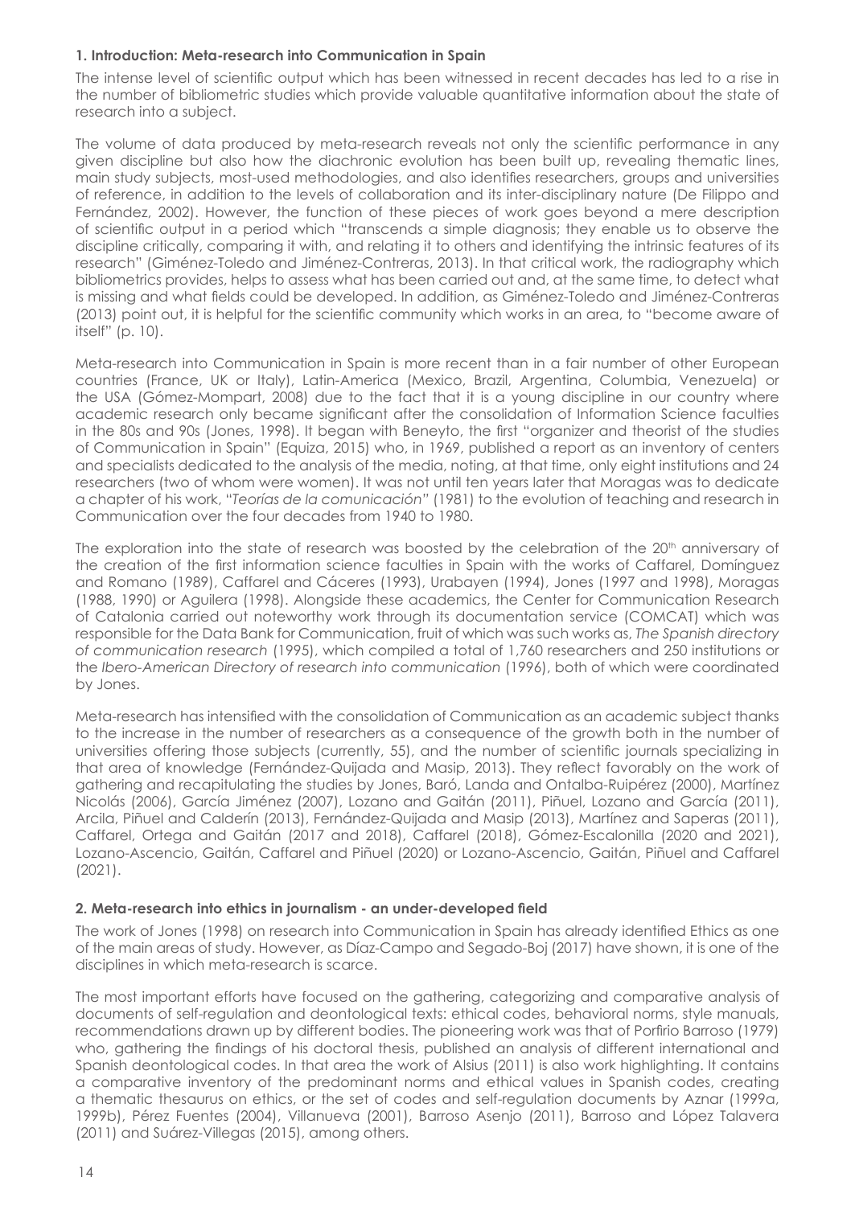### 1. Introduction: Meta-research into Communication in Spain

The intense level of scientific output which has been witnessed in recent decades has led to a rise in the number of bibliometric studies which provide valuable quantitative information about the state of research into a subject.

The volume of data produced by meta-research reveals not only the scientific performance in any given discipline but also how the diachronic evolution has been built up, revealing thematic lines, main study subjects, most-used methodologies, and also identifies researchers, groups and universities of reference, in addition to the levels of collaboration and its inter-disciplinary nature (De Filippo and Fernández, 2002). However, the function of these pieces of work goes beyond a mere description of scientific output in a period which "transcends a simple diagnosis; they enable us to observe the discipline critically, comparing it with, and relating it to others and identifying the intrinsic features of its research" (Giménez-Toledo and Jiménez-Contreras, 2013). In that critical work, the radiography which bibliometrics provides, helps to assess what has been carried out and, at the same time, to detect what is missing and what fields could be developed. In addition, as Giménez-Toledo and Jiménez-Contreras (2013) point out, it is helpful for the scientific community which works in an area, to "become aware of itself" (p. 10).

Meta-research into Communication in Spain is more recent than in a fair number of other European countries (France, UK or Italy), Latin-America (Mexico, Brazil, Argentina, Columbia, Venezuela) or the USA (Gómez-Mompart, 2008) due to the fact that it is a young discipline in our country where academic research only became significant after the consolidation of Information Science faculties in the 80s and 90s (Jones, 1998). It began with Beneyto, the first "organizer and theorist of the studies of Communication in Spain" (Equiza, 2015) who, in 1969, published a report as an inventory of centers and specialists dedicated to the analysis of the media, noting, at that time, only eight institutions and 24 researchers (two of whom were women). It was not until ten years later that Moragas was to dedicate a chapter of his work, "*Teorías de la comunicación*" (1981) to the evolution of teaching and research in Communication over the four decades from 1940 to 1980.

The exploration into the state of research was boosted by the celebration of the 20th anniversary of the creation of the first information science faculties in Spain with the works of Caffarel, Domínguez and Romano (1989), Caffarel and Cáceres (1993), Urabayen (1994), Jones (1997 and 1998), Moragas (1988, 1990) or Aguilera (1998). Alongside these academics, the Center for Communication Research of Catalonia carried out noteworthy work through its documentation service (COMCAT) which was responsible for the Data Bank for Communication, fruit of which was such works as, *The Spanish directory of communication research* (1995), which compiled a total of 1,760 researchers and 250 institutions or the *Ibero-American Directory of research into communication* (1996), both of which were coordinated by Jones.

Meta-research has intensified with the consolidation of Communication as an academic subject thanks to the increase in the number of researchers as a consequence of the growth both in the number of universities offering those subjects (currently, 55), and the number of scientific journals specializing in that area of knowledge (Fernández-Quijada and Masip, 2013). They reflect favorably on the work of gathering and recapitulating the studies by Jones, Baró, Landa and Ontalba-Ruipérez (2000), Martínez Nicolás (2006), García Jiménez (2007), Lozano and Gaitán (2011), Piñuel, Lozano and García (2011), Arcila, Piñuel and Calderín (2013), Fernández-Quijada and Masip (2013), Martínez and Saperas (2011), Caffarel, Ortega and Gaitán (2017 and 2018), Caffarel (2018), Gómez-Escalonilla (2020 and 2021), Lozano-Ascencio, Gaitán, Caffarel and Piñuel (2020) or Lozano-Ascencio, Gaitán, Piñuel and Caffarel (2021).

### 2. Meta-research into ethics in journalism - an under-developed field

The work of Jones (1998) on research into Communication in Spain has already identified Ethics as one of the main areas of study. However, as Díaz-Campo and Segado-Boj (2017) have shown, it is one of the disciplines in which meta-research is scarce.

The most important efforts have focused on the gathering, categorizing and comparative analysis of documents of self-regulation and deontological texts: ethical codes, behavioral norms, style manuals, recommendations drawn up by different bodies. The pioneering work was that of Porfirio Barroso (1979) who, gathering the findings of his doctoral thesis, published an analysis of different international and Spanish deontological codes. In that area the work of Alsius (2011) is also work highlighting. It contains a comparative inventory of the predominant norms and ethical values in Spanish codes, creating a thematic thesaurus on ethics, or the set of codes and self-regulation documents by Aznar (1999a, 1999b), Pérez Fuentes (2004), Villanueva (2001), Barroso Asenjo (2011), Barroso and López Talavera (2011) and Suárez-Villegas (2015), among others.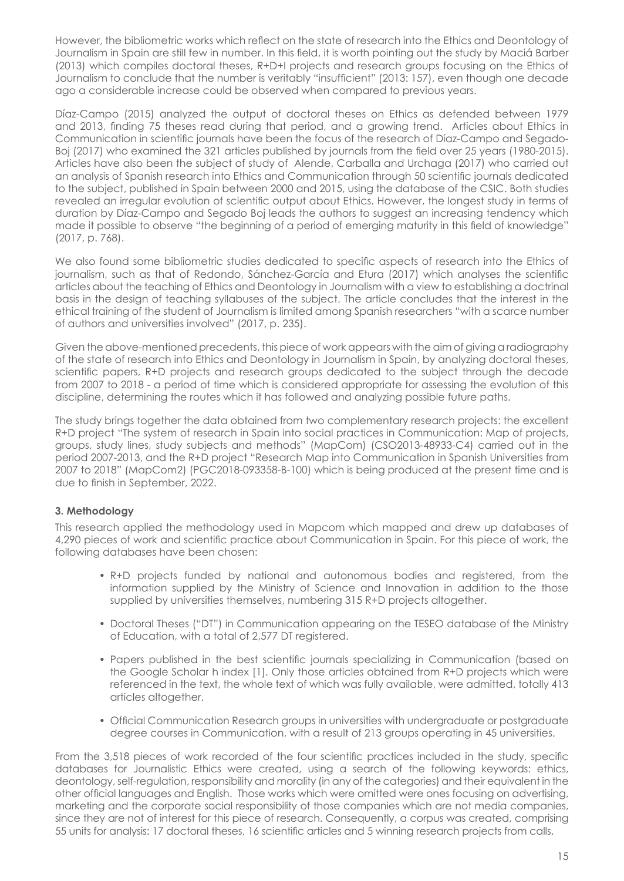However, the bibliometric works which reflect on the state of research into the Ethics and Deontology of Journalism in Spain are still few in number. In this field, it is worth pointing out the study by Maciá Barber (2013) which compiles doctoral theses, R+D+I projects and research groups focusing on the Ethics of Journalism to conclude that the number is veritably "insufficient" (2013: 157), even though one decade ago a considerable increase could be observed when compared to previous years.

Díaz-Campo (2015) analyzed the output of doctoral theses on Ethics as defended between 1979 and 2013, finding 75 theses read during that period, and a growing trend. Articles about Ethics in Communication in scientific journals have been the focus of the research of Díaz-Campo and Segado-Boj (2017) who examined the 321 articles published by journals from the field over 25 years (1980-2015). Articles have also been the subject of study of Alende, Carballa and Urchaga (2017) who carried out an analysis of Spanish research into Ethics and Communication through 50 scientific journals dedicated to the subject, published in Spain between 2000 and 2015, using the database of the CSIC. Both studies revealed an irregular evolution of scientific output about Ethics. However, the longest study in terms of duration by Díaz-Campo and Segado Boj leads the authors to suggest an increasing tendency which made it possible to observe "the beginning of a period of emerging maturity in this field of knowledge" (2017, p. 768).

We also found some bibliometric studies dedicated to specific aspects of research into the Ethics of journalism, such as that of Redondo, Sánchez-García and Etura (2017) which analyses the scientific articles about the teaching of Ethics and Deontology in Journalism with a view to establishing a doctrinal basis in the design of teaching syllabuses of the subject. The article concludes that the interest in the ethical training of the student of Journalism is limited among Spanish researchers "with a scarce number of authors and universities involved" (2017, p. 235).

Given the above-mentioned precedents, this piece of work appears with the aim of giving a radiography of the state of research into Ethics and Deontology in Journalism in Spain, by analyzing doctoral theses, scientific papers, R+D projects and research groups dedicated to the subject through the decade from 2007 to 2018 - a period of time which is considered appropriate for assessing the evolution of this discipline, determining the routes which it has followed and analyzing possible future paths.

The study brings together the data obtained from two complementary research projects: the excellent R+D project "The system of research in Spain into social practices in Communication: Map of projects, groups, study lines, study subjects and methods" (MapCom) (CSO2013-48933-C4) carried out in the period 2007-2013, and the R+D project "Research Map into Communication in Spanish Universities from 2007 to 2018" (MapCom2) (PGC2018-093358-B-100) which is being produced at the present time and is due to finish in September, 2022.

### 3. Methodology

This research applied the methodology used in Mapcom which mapped and drew up databases of 4,290 pieces of work and scientific practice about Communication in Spain. For this piece of work, the following databases have been chosen:

- R+D projects funded by national and autonomous bodies and registered, from the information supplied by the Ministry of Science and Innovation in addition to the those supplied by universities themselves, numbering 315 R+D projects altogether.
- Doctoral Theses ("DT") in Communication appearing on the TESEO database of the Ministry of Education, with a total of 2,577 DT registered.
- Papers published in the best scientific journals specializing in Communication (based on the Google Scholar h index [1]. Only those articles obtained from R+D projects which were referenced in the text, the whole text of which was fully available, were admitted, totally 413 articles altogether.
- Official Communication Research groups in universities with undergraduate or postgraduate degree courses in Communication, with a result of 213 groups operating in 45 universities.

From the 3,518 pieces of work recorded of the four scientific practices included in the study, specific databases for Journalistic Ethics were created, using a search of the following keywords: ethics, deontology, self-regulation, responsibility and morality (in any of the categories) and their equivalent in the other official languages and English. Those works which were omitted were ones focusing on advertising, marketing and the corporate social responsibility of those companies which are not media companies, since they are not of interest for this piece of research. Consequently, a corpus was created, comprising 55 units for analysis: 17 doctoral theses, 16 scientific articles and 5 winning research projects from calls.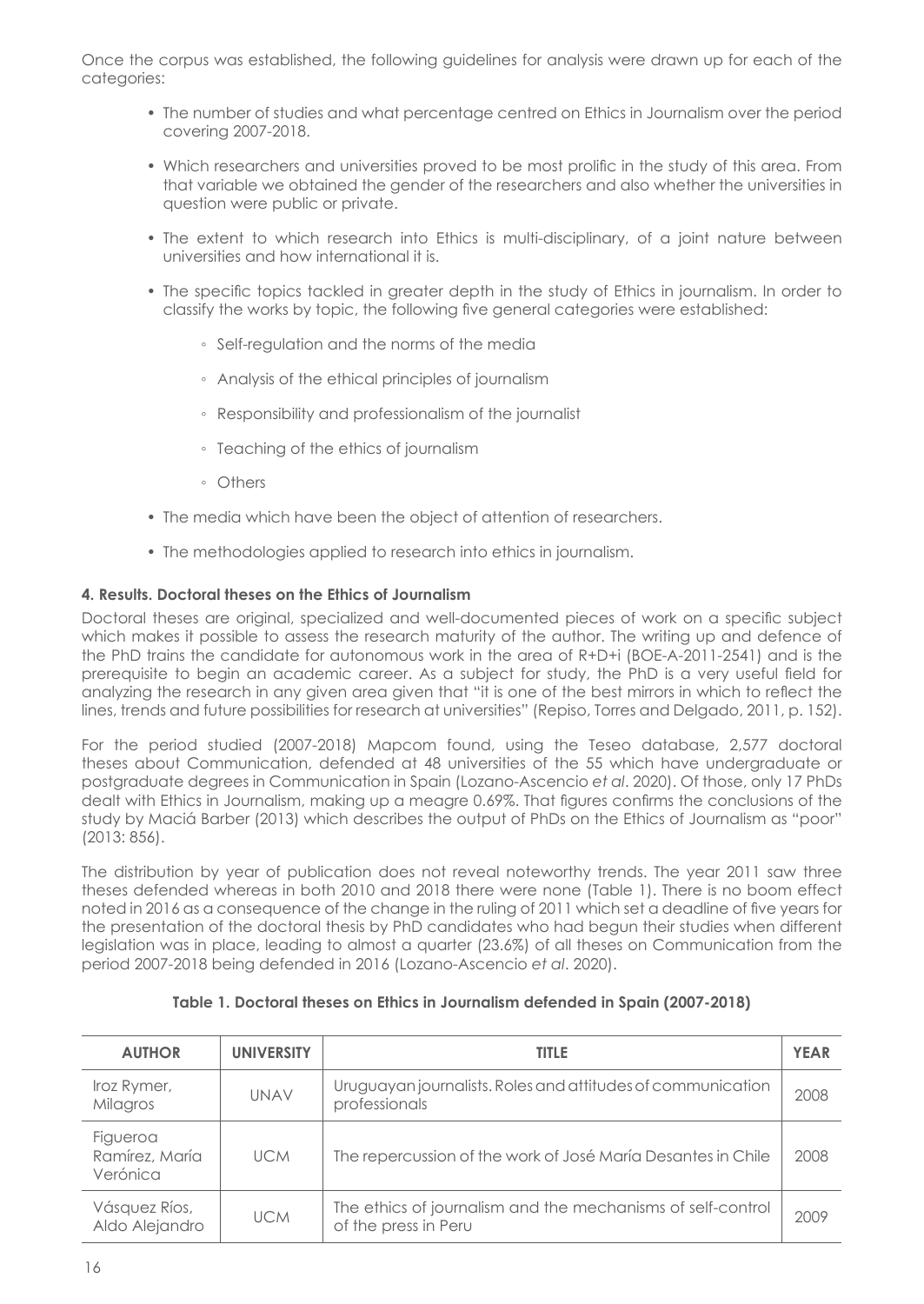Once the corpus was established, the following guidelines for analysis were drawn up for each of the categories:

- The number of studies and what percentage centred on Ethics in Journalism over the period covering 2007-2018.
- Which researchers and universities proved to be most prolific in the study of this area. From that variable we obtained the gender of the researchers and also whether the universities in question were public or private.
- The extent to which research into Ethics is multi-disciplinary, of a joint nature between universities and how international it is.
- The specific topics tackled in greater depth in the study of Ethics in journalism. In order to classify the works by topic, the following five general categories were established:
    - Self-regulation and the norms of the media
    - Analysis of the ethical principles of journalism
    - Responsibility and professionalism of the journalist
    - Teaching of the ethics of journalism
    - Others
- The media which have been the object of attention of researchers.
- The methodologies applied to research into ethics in journalism.

#### 4. Results. Doctoral theses on the Ethics of Journalism

Doctoral theses are original, specialized and well-documented pieces of work on a specific subject which makes it possible to assess the research maturity of the author. The writing up and defence of the PhD trains the candidate for autonomous work in the area of R+D+i (BOE-A-2011-2541) and is the prerequisite to begin an academic career. As a subject for study, the PhD is a very useful field for analyzing the research in any given area given that "it is one of the best mirrors in which to reflect the lines, trends and future possibilities for research at universities" (Repiso, Torres and Delgado, 2011, p. 152).

For the period studied (2007-2018) Mapcom found, using the Teseo database, 2,577 doctoral theses about Communication, defended at 48 universities of the 55 which have undergraduate or postgraduate degrees in Communication in Spain (Lozano-Ascencio *et al*. 2020). Of those, only 17 PhDs dealt with Ethics in Journalism, making up a meagre 0.69%. That figures confirms the conclusions of the study by Maciá Barber (2013) which describes the output of PhDs on the Ethics of Journalism as "poor" (2013: 856).

The distribution by year of publication does not reveal noteworthy trends. The year 2011 saw three theses defended whereas in both 2010 and 2018 there were none (Table 1). There is no boom effect noted in 2016 as a consequence of the change in the ruling of 2011 which set a deadline of five years for the presentation of the doctoral thesis by PhD candidates who had begun their studies when different legislation was in place, leading to almost a quarter (23.6%) of all theses on Communication from the period 2007-2018 being defended in 2016 (Lozano-Ascencio *et al*. 2020).

**Table 1. Doctoral theses on Ethics in Journalism defended in Spain (2007-2018)**

| AUTHOR | UNIVERSITY | TITLE | YEAR |
|---|---|---|---|
| Iroz Rymer, Milagros | UNAV | Uruguayan journalists. Roles and attitudes of communication professionals | 2008 |
| Figueroa Ramírez, María Verónica | UCM | The repercussion of the work of José María Desantes in Chile | 2008 |
| Vásquez Ríos, Aldo Alejandro | UCM | The ethics of journalism and the mechanisms of self-control of the press in Peru | 2009 |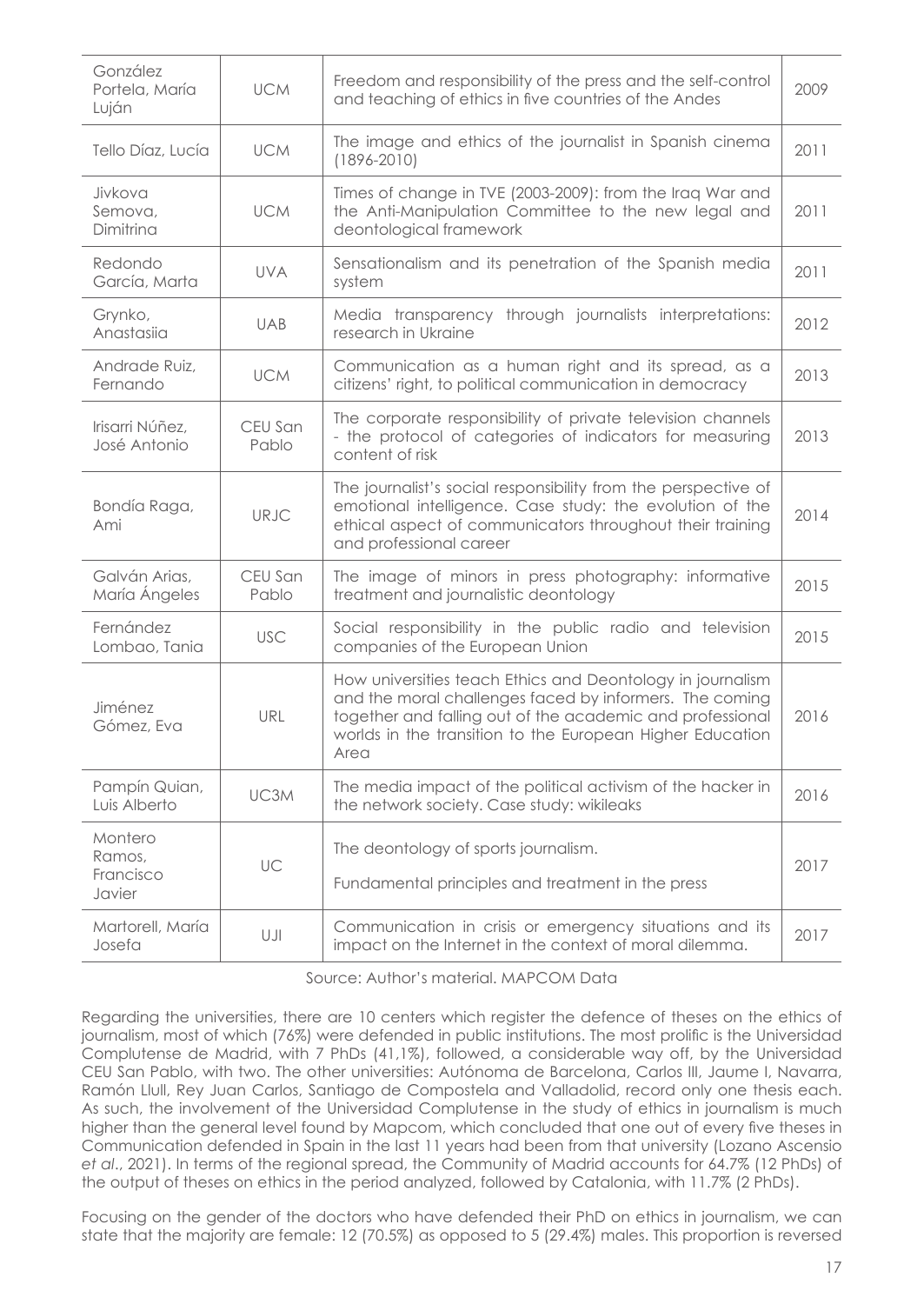| González Portela, María Luján | UCM | Freedom and responsibility of the press and the self-control and teaching of ethics in five countries of the Andes | 2009 |
|---|---|---|---|
| Tello Díaz, Lucía | UCM | The image and ethics of the journalist in Spanish cinema (1896-2010) | 2011 |
| Jivkova Semova, Dimitrina | UCM | Times of change in TVE (2003-2009): from the Iraq War and the Anti-Manipulation Committee to the new legal and deontological framework | 2011 |
| Redondo García, Marta | UVA | Sensationalism and its penetration of the Spanish media system | 2011 |
| Grynko, Anastasiia | UAB | Media transparency through journalists interpretations: research in Ukraine | 2012 |
| Andrade Ruiz, Fernando | UCM | Communication as a human right and its spread, as a citizens' right, to political communication in democracy | 2013 |
| Irisarri Núñez, José Antonio | CEU San Pablo | The corporate responsibility of private television channels - the protocol of categories of indicators for measuring content of risk | 2013 |
| Bondía Raga, Ami | URJC | The journalist's social responsibility from the perspective of emotional intelligence. Case study: the evolution of the ethical aspect of communicators throughout their training and professional career | 2014 |
| Galván Arias, María Ángeles | CEU San Pablo | The image of minors in press photography: informative treatment and journalistic deontology | 2015 |
| Fernández Lombao, Tania | USC | Social responsibility in the public radio and television companies of the European Union | 2015 |
| Jiménez Gómez, Eva | URL | How universities teach Ethics and Deontology in journalism and the moral challenges faced by informers. The coming together and falling out of the academic and professional worlds in the transition to the European Higher Education Area | 2016 |
| Pampín Quian, Luis Alberto | UC3M | The media impact of the political activism of the hacker in the network society. Case study: wikileaks | 2016 |
| Montero Ramos, Francisco Javier | UC | The deontology of sports journalism. Fundamental principles and treatment in the press | 2017 |
| Martorell, María Josefa | UJI | Communication in crisis or emergency situations and its impact on the Internet in the context of moral dilemma. | 2017 |

Source: Author's material. MAPCOM Data

Regarding the universities, there are 10 centers which register the defence of theses on the ethics of journalism, most of which (76%) were defended in public institutions. The most prolific is the Universidad Complutense de Madrid, with 7 PhDs (41,1%), followed, a considerable way off, by the Universidad CEU San Pablo, with two. The other universities: Autónoma de Barcelona, Carlos III, Jaume I, Navarra, Ramón Llull, Rey Juan Carlos, Santiago de Compostela and Valladolid, record only one thesis each. As such, the involvement of the Universidad Complutense in the study of ethics in journalism is much higher than the general level found by Mapcom, which concluded that one out of every five theses in Communication defended in Spain in the last 11 years had been from that university (Lozano Ascensio *et al*., 2021). In terms of the regional spread, the Community of Madrid accounts for 64.7% (12 PhDs) of the output of theses on ethics in the period analyzed, followed by Catalonia, with 11.7% (2 PhDs).

Focusing on the gender of the doctors who have defended their PhD on ethics in journalism, we can state that the majority are female: 12 (70.5%) as opposed to 5 (29.4%) males. This proportion is reversed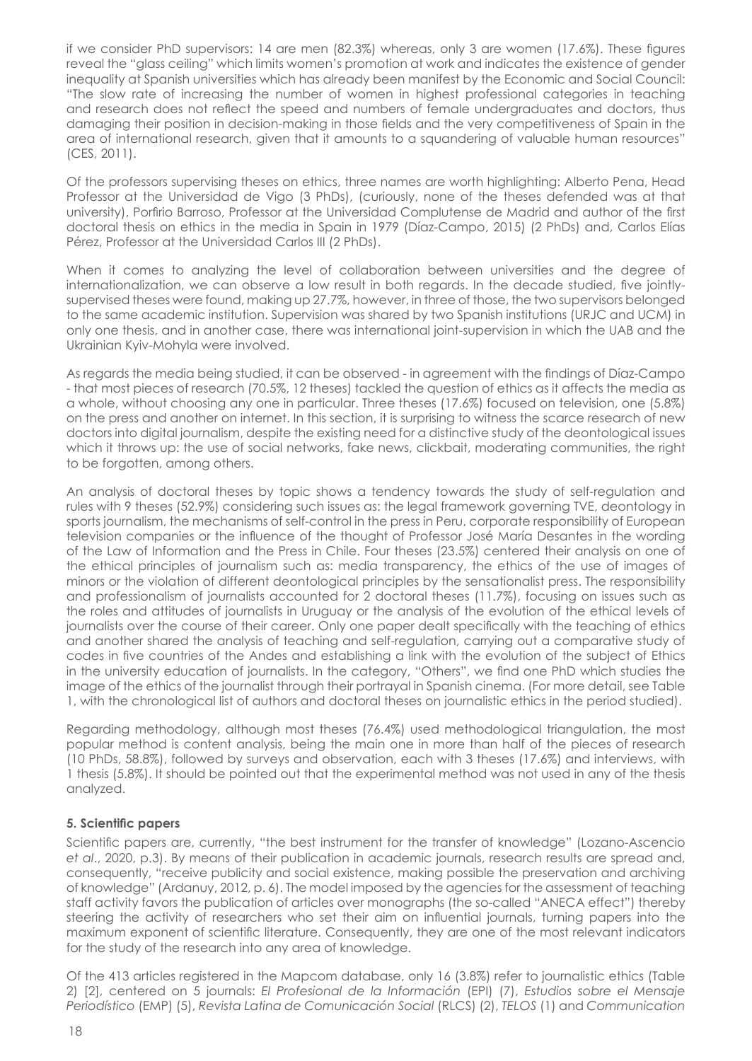if we consider PhD supervisors: 14 are men (82.3%) whereas, only 3 are women (17.6%). These figures reveal the "glass ceiling" which limits women's promotion at work and indicates the existence of gender inequality at Spanish universities which has already been manifest by the Economic and Social Council: "The slow rate of increasing the number of women in highest professional categories in teaching and research does not reflect the speed and numbers of female undergraduates and doctors, thus damaging their position in decision-making in those fields and the very competitiveness of Spain in the area of international research, given that it amounts to a squandering of valuable human resources" (CES, 2011).

Of the professors supervising theses on ethics, three names are worth highlighting: Alberto Pena, Head Professor at the Universidad de Vigo (3 PhDs), (curiously, none of the theses defended was at that university), Porfirio Barroso, Professor at the Universidad Complutense de Madrid and author of the first doctoral thesis on ethics in the media in Spain in 1979 (Díaz-Campo, 2015) (2 PhDs) and, Carlos Elías Pérez, Professor at the Universidad Carlos III (2 PhDs).

When it comes to analyzing the level of collaboration between universities and the degree of internationalization, we can observe a low result in both regards. In the decade studied, five jointly-supervised theses were found, making up 27.7%, however, in three of those, the two supervisors belonged to the same academic institution. Supervision was shared by two Spanish institutions (URJC and UCM) in only one thesis, and in another case, there was international joint-supervision in which the UAB and the Ukrainian Kyiv-Mohyla were involved.

As regards the media being studied, it can be observed - in agreement with the findings of Díaz-Campo - that most pieces of research (70.5%, 12 theses) tackled the question of ethics as it affects the media as a whole, without choosing any one in particular. Three theses (17.6%) focused on television, one (5.8%) on the press and another on internet. In this section, it is surprising to witness the scarce research of new doctors into digital journalism, despite the existing need for a distinctive study of the deontological issues which it throws up: the use of social networks, fake news, clickbait, moderating communities, the right to be forgotten, among others.

An analysis of doctoral theses by topic shows a tendency towards the study of self-regulation and rules with 9 theses (52.9%) considering such issues as: the legal framework governing TVE, deontology in sports journalism, the mechanisms of self-control in the press in Peru, corporate responsibility of European television companies or the influence of the thought of Professor José María Desantes in the wording of the Law of Information and the Press in Chile. Four theses (23.5%) centered their analysis on one of the ethical principles of journalism such as: media transparency, the ethics of the use of images of minors or the violation of different deontological principles by the sensationalist press. The responsibility and professionalism of journalists accounted for 2 doctoral theses (11.7%), focusing on issues such as the roles and attitudes of journalists in Uruguay or the analysis of the evolution of the ethical levels of journalists over the course of their career. Only one paper dealt specifically with the teaching of ethics and another shared the analysis of teaching and self-regulation, carrying out a comparative study of codes in five countries of the Andes and establishing a link with the evolution of the subject of Ethics in the university education of journalists. In the category, "Others", we find one PhD which studies the image of the ethics of the journalist through their portrayal in Spanish cinema. (For more detail, see Table 1, with the chronological list of authors and doctoral theses on journalistic ethics in the period studied).

Regarding methodology, although most theses (76.4%) used methodological triangulation, the most popular method is content analysis, being the main one in more than half of the pieces of research (10 PhDs, 58.8%), followed by surveys and observation, each with 3 theses (17.6%) and interviews, with 1 thesis (5.8%). It should be pointed out that the experimental method was not used in any of the thesis analyzed.

### 5. Scientific papers

Scientific papers are, currently, "the best instrument for the transfer of knowledge" (Lozano-Ascencio *et al*., 2020, p.3). By means of their publication in academic journals, research results are spread and, consequently, "receive publicity and social existence, making possible the preservation and archiving of knowledge" (Ardanuy, 2012, p. 6). The model imposed by the agencies for the assessment of teaching staff activity favors the publication of articles over monographs (the so-called "ANECA effect") thereby steering the activity of researchers who set their aim on influential journals, turning papers into the maximum exponent of scientific literature. Consequently, they are one of the most relevant indicators for the study of the research into any area of knowledge.

Of the 413 articles registered in the Mapcom database, only 16 (3.8%) refer to journalistic ethics (Table 2) [2], centered on 5 journals: *El Profesional de la Información* (EPI) (7), *Estudios sobre el Mensaje Periodístico* (EMP) (5), *Revista Latina de Comunicación Social* (RLCS) (2), *TELOS* (1) and *Communication*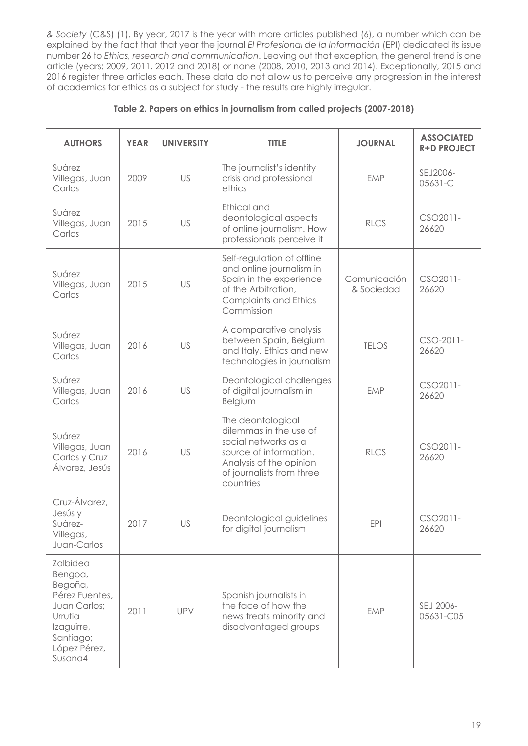*& Society* (C&S) (1). By year, 2017 is the year with more articles published (6), a number which can be explained by the fact that that year the journal *El Profesional de la Información* (EPI) dedicated its issue number 26 to *Ethics, research and communication*. Leaving out that exception, the general trend is one article (years: 2009, 2011, 2012 and 2018) or none (2008, 2010, 2013 and 2014). Exceptionally, 2015 and 2016 register three articles each. These data do not allow us to perceive any progression in the interest of academics for ethics as a subject for study - the results are highly irregular.

**Table 2. Papers on ethics in journalism from called projects (2007-2018)**

| AUTHORS | YEAR | UNIVERSITY | TITLE | JOURNAL | ASSOCIATED R+D PROJECT |
|---|---|---|---|---|---|
| Suárez Villegas, Juan Carlos | 2009 | US | The journalist's identity crisis and professional ethics | EMP | SEJ2006-05631-C |
| Suárez Villegas, Juan Carlos | 2015 | US | Ethical and deontological aspects of online journalism. How professionals perceive it | RLCS | CSO2011-26620 |
| Suárez Villegas, Juan Carlos | 2015 | US | Self-regulation of offline and online journalism in Spain in the experience of the Arbitration, Complaints and Ethics Commission | Comunicación & Sociedad | CSO2011-26620 |
| Suárez Villegas, Juan Carlos | 2016 | US | A comparative analysis between Spain, Belgium and Italy. Ethics and new technologies in journalism | TELOS | CSO-2011-26620 |
| Suárez Villegas, Juan Carlos | 2016 | US | Deontological challenges of digital journalism in Belgium | EMP | CSO2011-26620 |
| Suárez Villegas, Juan Carlos y Cruz Álvarez, Jesús | 2016 | US | The deontological dilemmas in the use of social networks as a source of information. Analysis of the opinion of journalists from three countries | RLCS | CSO2011-26620 |
| Cruz-Álvarez, Jesús y Suárez-Villegas, Juan-Carlos | 2017 | US | Deontological guidelines for digital journalism | EPI | CSO2011-26620 |
| Zalbidea Bengoa, Begoña, Pérez Fuentes, Juan Carlos; Urrutia Izaguirre, Santiago; López Pérez, Susana4 | 2011 | UPV | Spanish journalists in the face of how the news treats minority and disadvantaged groups | EMP | SEJ 2006-05631-C05 |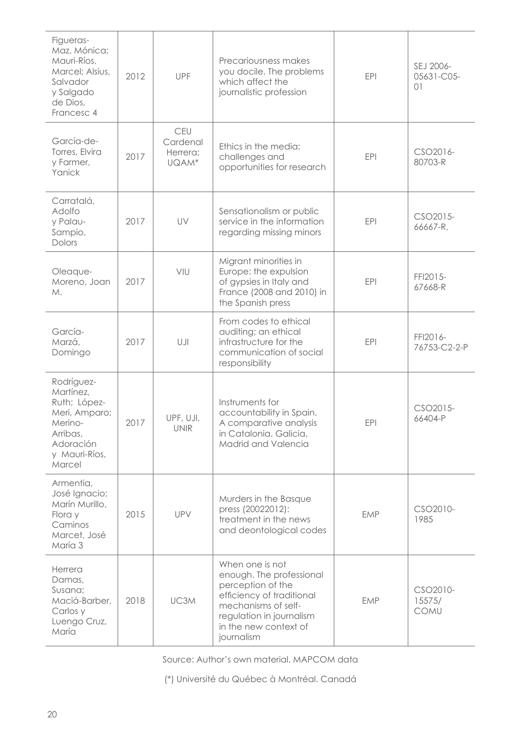| | | | | | |
|---|---|---|---|---|---|
| Figueras-Maz, Mónica; Mauri-Ríos, Marcel; Alsius, Salvador y Salgado de Dios, Francesc 4 | 2012 | UPF | Precariousness makes you docile. The problems which affect the journalistic profession | EPI | SEJ 2006-05631-C05-01 |
| García-de-Torres, Elvira y Farmer, Yanick | 2017 | CEU Cardenal Herrera; UQAM* | Ethics in the media: challenges and opportunities for research | EPI | CSO2016-80703-R |
| Carratalá, Adolfo y Palau-Sampio, Dolors | 2017 | UV | Sensationalism or public service in the information regarding missing minors | EPI | CSO2015-66667-R, |
| Oleaque-Moreno, Joan M. | 2017 | VIU | Migrant minorities in Europe: the expulsion of gypsies in Italy and France (2008 and 2010) in the Spanish press | EPI | FFI2015-67668-R |
| García-Marzá, Domingo | 2017 | UJI | From codes to ethical auditing; an ethical infrastructure for the communication of social responsibility | EPI | FFI2016-76753-C2-2-P |
| Rodríguez-Martínez, Ruth; López-Meri, Amparo; Merino-Arribas, Adoración y Mauri-Ríos, Marcel | 2017 | UPF, UJI, UNIR | Instruments for accountability in Spain. A comparative analysis in Catalonia, Galicia, Madrid and Valencia | EPI | CSO2015-66404-P |
| Armentia, José Ignacio; Marín Murillo, Flora y Caminos Marcet, José María 3 | 2015 | UPV | Murders in the Basque press (20022012): treatment in the news and deontological codes | EMP | CSO2010-1985 |
| Herrera Damas, Susana; Maciá-Barber, Carlos y Luengo Cruz, María | 2018 | UC3M | When one is not enough. The professional perception of the efficiency of traditional mechanisms of self-regulation in journalism in the new context of journalism | EMP | CSO2010-15575/COMU |

Source: Author's own material. MAPCOM data

(*) Université du Québec à Montréal. Canadá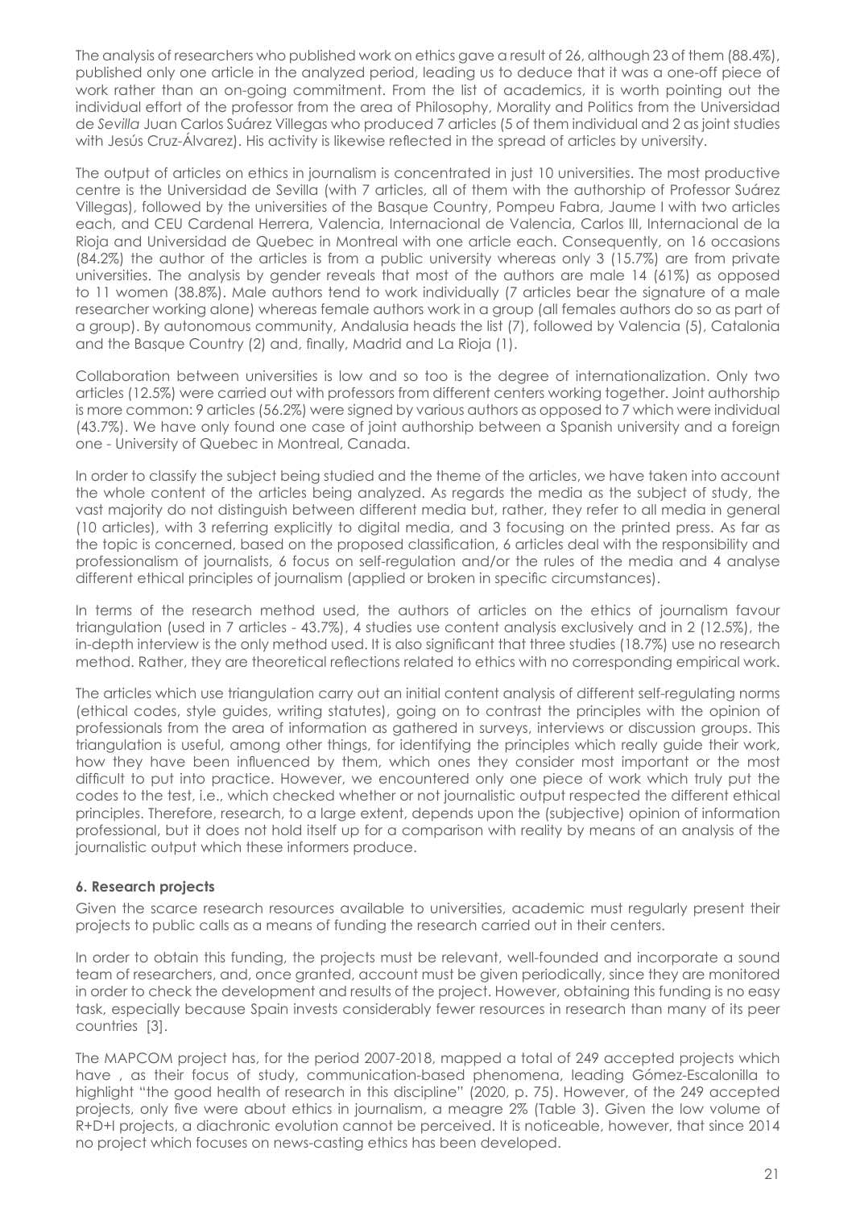The analysis of researchers who published work on ethics gave a result of 26, although 23 of them (88.4%), published only one article in the analyzed period, leading us to deduce that it was a one-off piece of work rather than an on-going commitment. From the list of academics, it is worth pointing out the individual effort of the professor from the area of Philosophy, Morality and Politics from the Universidad de *Sevilla* Juan Carlos Suárez Villegas who produced 7 articles (5 of them individual and 2 as joint studies with Jesús Cruz-Álvarez). His activity is likewise reflected in the spread of articles by university.

The output of articles on ethics in journalism is concentrated in just 10 universities. The most productive centre is the Universidad de Sevilla (with 7 articles, all of them with the authorship of Professor Suárez Villegas), followed by the universities of the Basque Country, Pompeu Fabra, Jaume I with two articles each, and CEU Cardenal Herrera, Valencia, Internacional de Valencia, Carlos III, Internacional de la Rioja and Universidad de Quebec in Montreal with one article each. Consequently, on 16 occasions (84.2%) the author of the articles is from a public university whereas only 3 (15.7%) are from private universities. The analysis by gender reveals that most of the authors are male 14 (61%) as opposed to 11 women (38.8%). Male authors tend to work individually (7 articles bear the signature of a male researcher working alone) whereas female authors work in a group (all females authors do so as part of a group). By autonomous community, Andalusia heads the list (7), followed by Valencia (5), Catalonia and the Basque Country (2) and, finally, Madrid and La Rioja (1).

Collaboration between universities is low and so too is the degree of internationalization. Only two articles (12.5%) were carried out with professors from different centers working together. Joint authorship is more common: 9 articles (56.2%) were signed by various authors as opposed to 7 which were individual (43.7%). We have only found one case of joint authorship between a Spanish university and a foreign one - University of Quebec in Montreal, Canada.

In order to classify the subject being studied and the theme of the articles, we have taken into account the whole content of the articles being analyzed. As regards the media as the subject of study, the vast majority do not distinguish between different media but, rather, they refer to all media in general (10 articles), with 3 referring explicitly to digital media, and 3 focusing on the printed press. As far as the topic is concerned, based on the proposed classification, 6 articles deal with the responsibility and professionalism of journalists, 6 focus on self-regulation and/or the rules of the media and 4 analyse different ethical principles of journalism (applied or broken in specific circumstances).

In terms of the research method used, the authors of articles on the ethics of journalism favour triangulation (used in 7 articles - 43.7%), 4 studies use content analysis exclusively and in 2 (12.5%), the in-depth interview is the only method used. It is also significant that three studies (18.7%) use no research method. Rather, they are theoretical reflections related to ethics with no corresponding empirical work.

The articles which use triangulation carry out an initial content analysis of different self-regulating norms (ethical codes, style guides, writing statutes), going on to contrast the principles with the opinion of professionals from the area of information as gathered in surveys, interviews or discussion groups. This triangulation is useful, among other things, for identifying the principles which really guide their work, how they have been influenced by them, which ones they consider most important or the most difficult to put into practice. However, we encountered only one piece of work which truly put the codes to the test, i.e., which checked whether or not journalistic output respected the different ethical principles. Therefore, research, to a large extent, depends upon the (subjective) opinion of information professional, but it does not hold itself up for a comparison with reality by means of an analysis of the journalistic output which these informers produce.

### 6. Research projects

Given the scarce research resources available to universities, academic must regularly present their projects to public calls as a means of funding the research carried out in their centers.

In order to obtain this funding, the projects must be relevant, well-founded and incorporate a sound team of researchers, and, once granted, account must be given periodically, since they are monitored in order to check the development and results of the project. However, obtaining this funding is no easy task, especially because Spain invests considerably fewer resources in research than many of its peer countries [3].

The MAPCOM project has, for the period 2007-2018, mapped a total of 249 accepted projects which have , as their focus of study, communication-based phenomena, leading Gómez-Escalonilla to highlight "the good health of research in this discipline" (2020, p. 75). However, of the 249 accepted projects, only five were about ethics in journalism, a meagre 2% (Table 3). Given the low volume of R+D+I projects, a diachronic evolution cannot be perceived. It is noticeable, however, that since 2014 no project which focuses on news-casting ethics has been developed.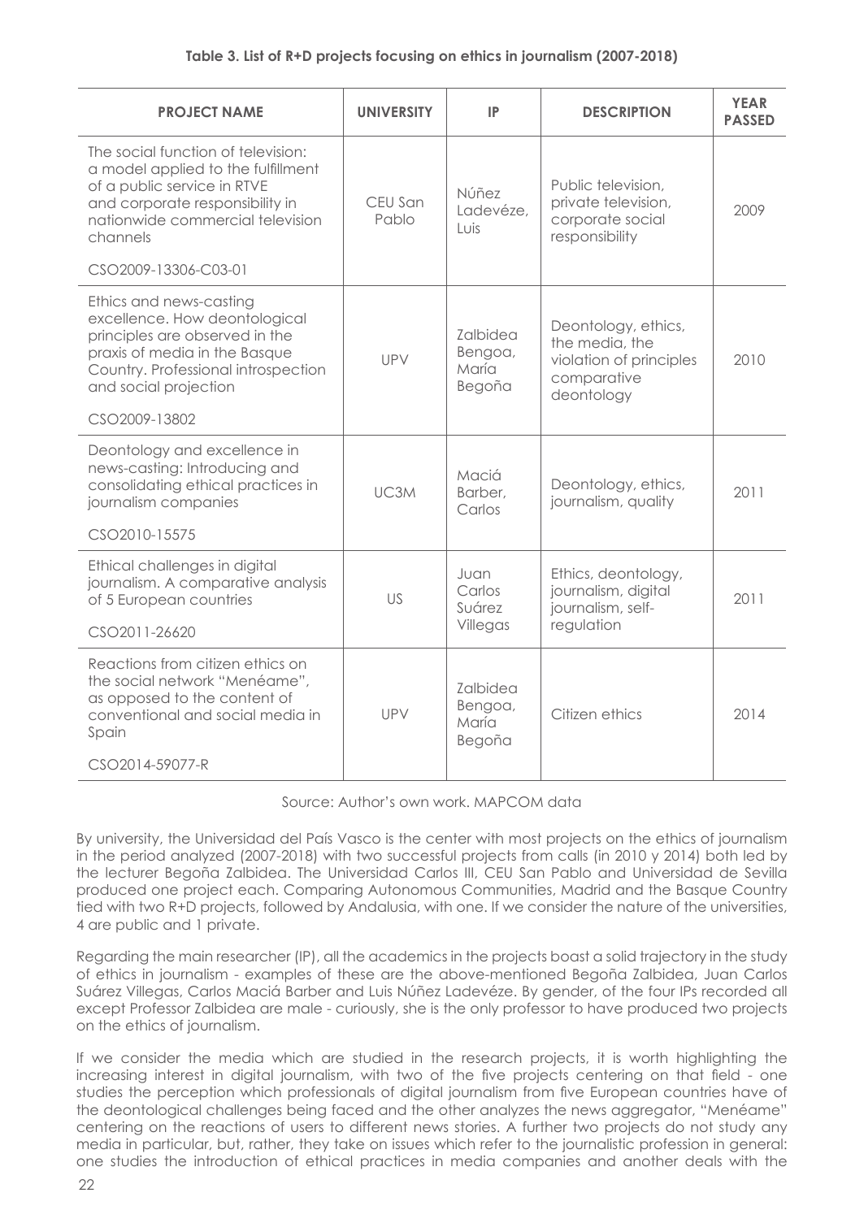**Table 3. List of R+D projects focusing on ethics in journalism (2007-2018)**

| PROJECT NAME | UNIVERSITY | IP | DESCRIPTION | YEAR PASSED |
|---|---|---|---|---|
| The social function of television: a model applied to the fulfillment of a public service in RTVE and corporate responsibility in nationwide commercial television channels<br>CSO2009-13306-C03-01 | CEU San Pablo | Núñez Ladevéze, Luis | Public television, private television, corporate social responsibility | 2009 |
| Ethics and news-casting excellence. How deontological principles are observed in the praxis of media in the Basque Country. Professional introspection and social projection<br>CSO2009-13802 | UPV | Zalbidea Bengoa, María Begoña | Deontology, ethics, the media, the violation of principles comparative deontology | 2010 |
| Deontology and excellence in news-casting: Introducing and consolidating ethical practices in journalism companies<br>CSO2010-15575 | UC3M | Maciá Barber, Carlos | Deontology, ethics, journalism, quality | 2011 |
| Ethical challenges in digital journalism. A comparative analysis of 5 European countries<br>CSO2011-26620 | US | Juan Carlos Suárez Villegas | Ethics, deontology, journalism, digital journalism, self-regulation | 2011 |
| Reactions from citizen ethics on the social network "Menéame", as opposed to the content of conventional and social media in Spain<br>CSO2014-59077-R | UPV | Zalbidea Bengoa, María Begoña | Citizen ethics | 2014 |

Source: Author's own work. MAPCOM data

By university, the Universidad del País Vasco is the center with most projects on the ethics of journalism in the period analyzed (2007-2018) with two successful projects from calls (in 2010 y 2014) both led by the lecturer Begoña Zalbidea. The Universidad Carlos III, CEU San Pablo and Universidad de Sevilla produced one project each. Comparing Autonomous Communities, Madrid and the Basque Country tied with two R+D projects, followed by Andalusia, with one. If we consider the nature of the universities, 4 are public and 1 private.

Regarding the main researcher (IP), all the academics in the projects boast a solid trajectory in the study of ethics in journalism - examples of these are the above-mentioned Begoña Zalbidea, Juan Carlos Suárez Villegas, Carlos Maciá Barber and Luis Núñez Ladevéze. By gender, of the four IPs recorded all except Professor Zalbidea are male - curiously, she is the only professor to have produced two projects on the ethics of journalism.

If we consider the media which are studied in the research projects, it is worth highlighting the increasing interest in digital journalism, with two of the five projects centering on that field - one studies the perception which professionals of digital journalism from five European countries have of the deontological challenges being faced and the other analyzes the news aggregator, "Menéame" centering on the reactions of users to different news stories. A further two projects do not study any media in particular, but, rather, they take on issues which refer to the journalistic profession in general: one studies the introduction of ethical practices in media companies and another deals with the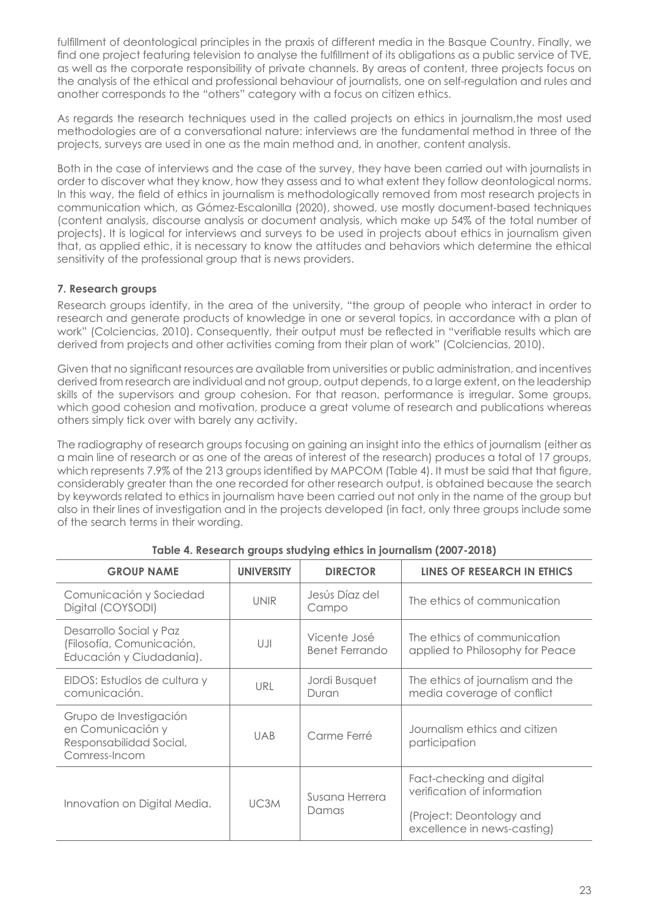fulfillment of deontological principles in the praxis of different media in the Basque Country. Finally, we find one project featuring television to analyse the fulfillment of its obligations as a public service of TVE, as well as the corporate responsibility of private channels. By areas of content, three projects focus on the analysis of the ethical and professional behaviour of journalists, one on self-regulation and rules and another corresponds to the "others" category with a focus on citizen ethics.

As regards the research techniques used in the called projects on ethics in journalism,the most used methodologies are of a conversational nature: interviews are the fundamental method in three of the projects, surveys are used in one as the main method and, in another, content analysis.

Both in the case of interviews and the case of the survey, they have been carried out with journalists in order to discover what they know, how they assess and to what extent they follow deontological norms. In this way, the field of ethics in journalism is methodologically removed from most research projects in communication which, as Gómez-Escalonilla (2020), showed, use mostly document-based techniques (content analysis, discourse analysis or document analysis, which make up 54% of the total number of projects). It is logical for interviews and surveys to be used in projects about ethics in journalism given that, as applied ethic, it is necessary to know the attitudes and behaviors which determine the ethical sensitivity of the professional group that is news providers.

### 7. Research groups

Research groups identify, in the area of the university, "the group of people who interact in order to research and generate products of knowledge in one or several topics, in accordance with a plan of work" (Colciencias, 2010). Consequently, their output must be reflected in "verifiable results which are derived from projects and other activities coming from their plan of work" (Colciencias, 2010).

Given that no significant resources are available from universities or public administration, and incentives derived from research are individual and not group, output depends, to a large extent, on the leadership skills of the supervisors and group cohesion. For that reason, performance is irregular. Some groups, which good cohesion and motivation, produce a great volume of research and publications whereas others simply tick over with barely any activity.

The radiography of research groups focusing on gaining an insight into the ethics of journalism (either as a main line of research or as one of the areas of interest of the research) produces a total of 17 groups, which represents 7.9% of the 213 groups identified by MAPCOM (Table 4). It must be said that that figure, considerably greater than the one recorded for other research output, is obtained because the search by keywords related to ethics in journalism have been carried out not only in the name of the group but also in their lines of investigation and in the projects developed (in fact, only three groups include some of the search terms in their wording.

**Table 4. Research groups studying ethics in journalism (2007-2018)**

| GROUP NAME | UNIVERSITY | DIRECTOR | LINES OF RESEARCH IN ETHICS |
|---|---|---|---|
| Comunicación y Sociedad Digital (COYSODI) | UNIR | Jesús Díaz del Campo | The ethics of communication |
| Desarrollo Social y Paz (Filosofía, Comunicación, Educación y Ciudadanía). | UJI | Vicente José Benet Ferrando | The ethics of communication applied to Philosophy for Peace |
| EIDOS: Estudios de cultura y comunicación. | URL | Jordi Busquet Duran | The ethics of journalism and the media coverage of conflict |
| Grupo de Investigación en Comunicación y Responsabilidad Social, Comress-Incom | UAB | Carme Ferré | Journalism ethics and citizen participation |
| Innovation on Digital Media. | UC3M | Susana Herrera Damas | Fact-checking and digital verification of information (Project: Deontology and excellence in news-casting) |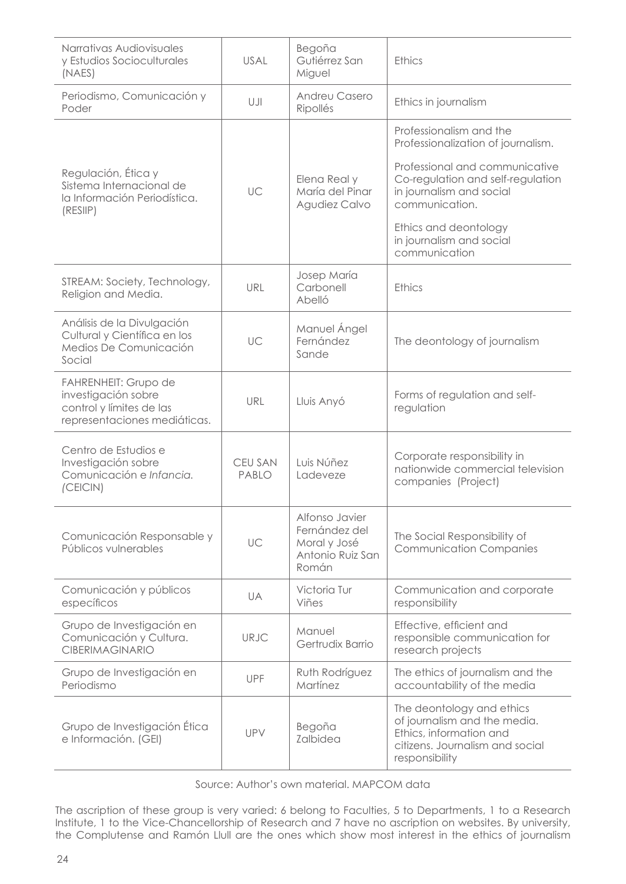| Narrativas Audiovisuales y Estudios Socioculturales (NAES) | USAL | Begoña Gutiérrez San Miguel | Ethics |
|---|---|---|---|
| Periodismo, Comunicación y Poder | UJI | Andreu Casero Ripollés | Ethics in journalism |
| Regulación, Ética y Sistema Internacional de la Información Periodística. (RESIIP) | UC | Elena Real y María del Pinar Agudiez Calvo | Professionalism and the Professionalization of journalism.<br><br>Professional and communicative Co-regulation and self-regulation in journalism and social communication.<br><br>Ethics and deontology in journalism and social communication |
| STREAM: Society, Technology, Religion and Media. | URL | Josep María Carbonell Abelló | Ethics |
| Análisis de la Divulgación Cultural y Científica en los Medios De Comunicación Social | UC | Manuel Ángel Fernández Sande | The deontology of journalism |
| FAHRENHEIT: Grupo de investigación sobre control y límites de las representaciones mediáticas. | URL | Lluis Anyó | Forms of regulation and self-regulation |
| Centro de Estudios e Investigación sobre Comunicación e *Infancia. (*CEICIN) | CEU SAN PABLO | Luis Núñez Ladeveze | Corporate responsibility in nationwide commercial television companies (Project) |
| Comunicación Responsable y Públicos vulnerables | UC | Alfonso Javier Fernández del Moral y José Antonio Ruiz San Román | The Social Responsibility of Communication Companies |
| Comunicación y públicos específicos | UA | Victoria Tur Viñes | Communication and corporate responsibility |
| Grupo de Investigación en Comunicación y Cultura. CIBERIMAGINARIO | URJC | Manuel Gertrudix Barrio | Effective, efficient and responsible communication for research projects |
| Grupo de Investigación en Periodismo | UPF | Ruth Rodríguez Martínez | The ethics of journalism and the accountability of the media |
| Grupo de Investigación Ética e Información. (GEI) | UPV | Begoña Zalbidea | The deontology and ethics of journalism and the media. Ethics, information and citizens. Journalism and social responsibility |

Source: Author's own material. MAPCOM data

The ascription of these group is very varied: 6 belong to Faculties, 5 to Departments, 1 to a Research Institute, 1 to the Vice-Chancellorship of Research and 7 have no ascription on websites. By university, the Complutense and Ramón Llull are the ones which show most interest in the ethics of journalism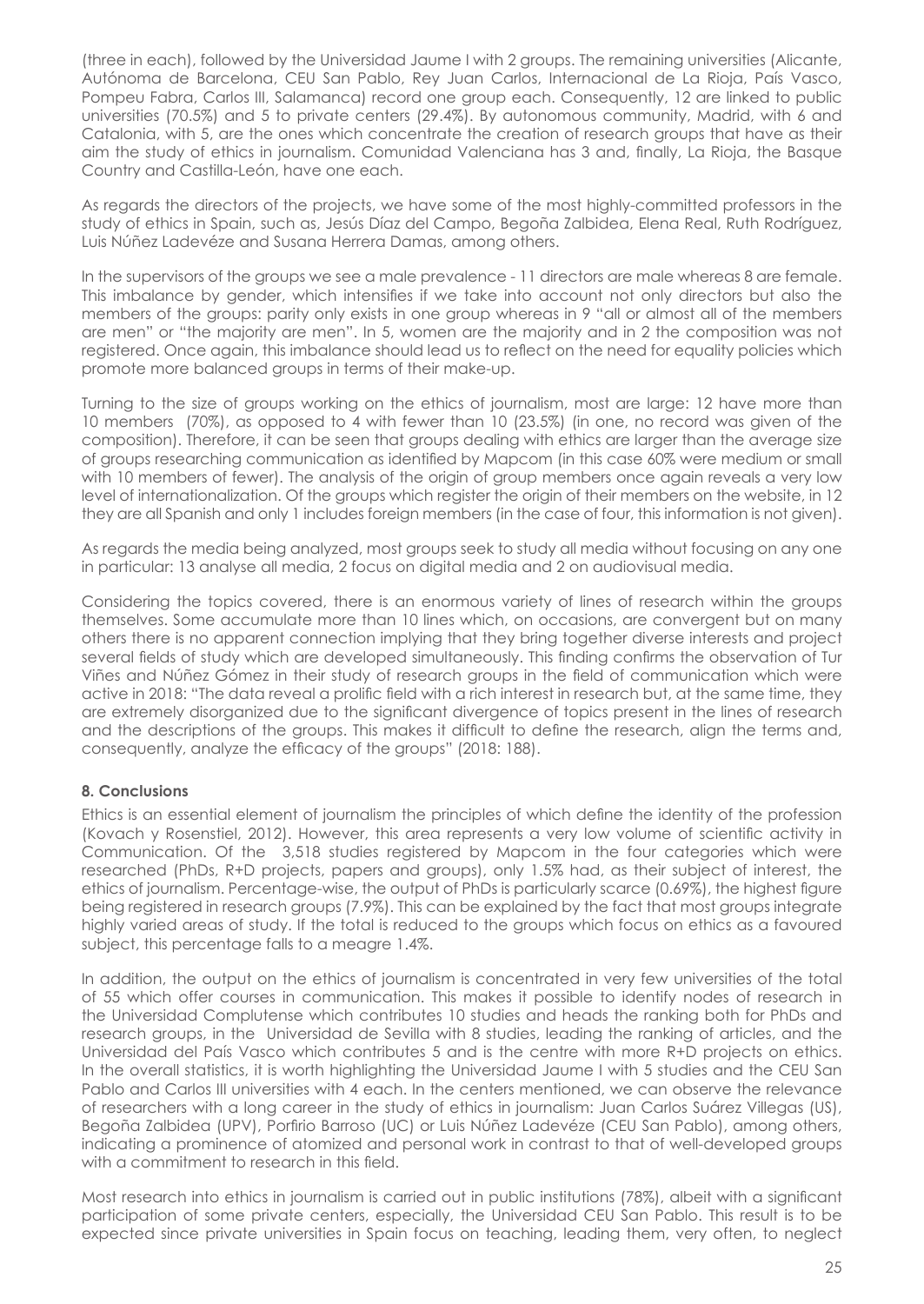(three in each), followed by the Universidad Jaume I with 2 groups. The remaining universities (Alicante, Autónoma de Barcelona, CEU San Pablo, Rey Juan Carlos, Internacional de La Rioja, País Vasco, Pompeu Fabra, Carlos III, Salamanca) record one group each. Consequently, 12 are linked to public universities (70.5%) and 5 to private centers (29.4%). By autonomous community, Madrid, with 6 and Catalonia, with 5, are the ones which concentrate the creation of research groups that have as their aim the study of ethics in journalism. Comunidad Valenciana has 3 and, finally, La Rioja, the Basque Country and Castilla-León, have one each.

As regards the directors of the projects, we have some of the most highly-committed professors in the study of ethics in Spain, such as, Jesús Díaz del Campo, Begoña Zalbidea, Elena Real, Ruth Rodríguez, Luis Núñez Ladevéze and Susana Herrera Damas, among others.

In the supervisors of the groups we see a male prevalence - 11 directors are male whereas 8 are female. This imbalance by gender, which intensifies if we take into account not only directors but also the members of the groups: parity only exists in one group whereas in 9 "all or almost all of the members are men" or "the majority are men". In 5, women are the majority and in 2 the composition was not registered. Once again, this imbalance should lead us to reflect on the need for equality policies which promote more balanced groups in terms of their make-up.

Turning to the size of groups working on the ethics of journalism, most are large: 12 have more than 10 members (70%), as opposed to 4 with fewer than 10 (23.5%) (in one, no record was given of the composition). Therefore, it can be seen that groups dealing with ethics are larger than the average size of groups researching communication as identified by Mapcom (in this case 60% were medium or small with 10 members of fewer). The analysis of the origin of group members once again reveals a very low level of internationalization. Of the groups which register the origin of their members on the website, in 12 they are all Spanish and only 1 includes foreign members (in the case of four, this information is not given).

As regards the media being analyzed, most groups seek to study all media without focusing on any one in particular: 13 analyse all media, 2 focus on digital media and 2 on audiovisual media.

Considering the topics covered, there is an enormous variety of lines of research within the groups themselves. Some accumulate more than 10 lines which, on occasions, are convergent but on many others there is no apparent connection implying that they bring together diverse interests and project several fields of study which are developed simultaneously. This finding confirms the observation of Tur Viñes and Núñez Gómez in their study of research groups in the field of communication which were active in 2018: "The data reveal a prolific field with a rich interest in research but, at the same time, they are extremely disorganized due to the significant divergence of topics present in the lines of research and the descriptions of the groups. This makes it difficult to define the research, align the terms and, consequently, analyze the efficacy of the groups" (2018: 188).

## 8. Conclusions

Ethics is an essential element of journalism the principles of which define the identity of the profession (Kovach y Rosenstiel, 2012). However, this area represents a very low volume of scientific activity in Communication. Of the 3,518 studies registered by Mapcom in the four categories which were researched (PhDs, R+D projects, papers and groups), only 1.5% had, as their subject of interest, the ethics of journalism. Percentage-wise, the output of PhDs is particularly scarce (0.69%), the highest figure being registered in research groups (7.9%). This can be explained by the fact that most groups integrate highly varied areas of study. If the total is reduced to the groups which focus on ethics as a favoured subject, this percentage falls to a meagre 1.4%.

In addition, the output on the ethics of journalism is concentrated in very few universities of the total of 55 which offer courses in communication. This makes it possible to identify nodes of research in the Universidad Complutense which contributes 10 studies and heads the ranking both for PhDs and research groups, in the Universidad de Sevilla with 8 studies, leading the ranking of articles, and the Universidad del País Vasco which contributes 5 and is the centre with more R+D projects on ethics. In the overall statistics, it is worth highlighting the Universidad Jaume I with 5 studies and the CEU San Pablo and Carlos III universities with 4 each. In the centers mentioned, we can observe the relevance of researchers with a long career in the study of ethics in journalism: Juan Carlos Suárez Villegas (US), Begoña Zalbidea (UPV), Porfirio Barroso (UC) or Luis Núñez Ladevéze (CEU San Pablo), among others, indicating a prominence of atomized and personal work in contrast to that of well-developed groups with a commitment to research in this field.

Most research into ethics in journalism is carried out in public institutions (78%), albeit with a significant participation of some private centers, especially, the Universidad CEU San Pablo. This result is to be expected since private universities in Spain focus on teaching, leading them, very often, to neglect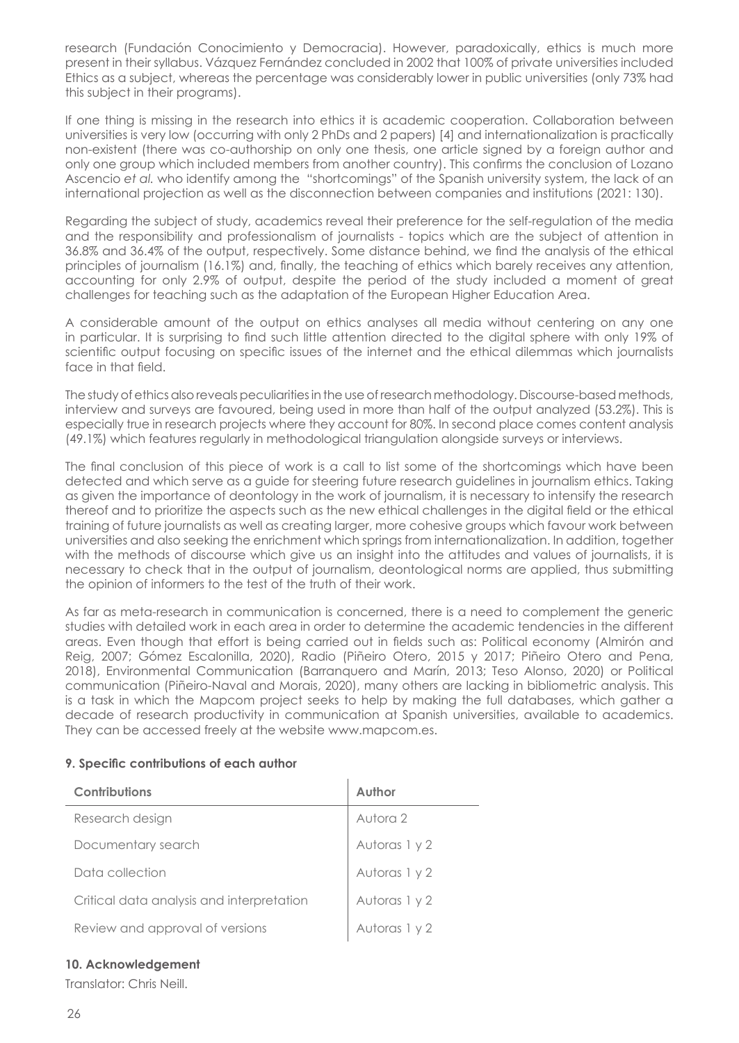research (Fundación Conocimiento y Democracia). However, paradoxically, ethics is much more present in their syllabus. Vázquez Fernández concluded in 2002 that 100% of private universities included Ethics as a subject, whereas the percentage was considerably lower in public universities (only 73% had this subject in their programs).

If one thing is missing in the research into ethics it is academic cooperation. Collaboration between universities is very low (occurring with only 2 PhDs and 2 papers) [4] and internationalization is practically non-existent (there was co-authorship on only one thesis, one article signed by a foreign author and only one group which included members from another country). This confirms the conclusion of Lozano Ascencio *et al.* who identify among the "shortcomings" of the Spanish university system, the lack of an international projection as well as the disconnection between companies and institutions (2021: 130).

Regarding the subject of study, academics reveal their preference for the self-regulation of the media and the responsibility and professionalism of journalists - topics which are the subject of attention in 36.8% and 36.4% of the output, respectively. Some distance behind, we find the analysis of the ethical principles of journalism (16.1%) and, finally, the teaching of ethics which barely receives any attention, accounting for only 2.9% of output, despite the period of the study included a moment of great challenges for teaching such as the adaptation of the European Higher Education Area.

A considerable amount of the output on ethics analyses all media without centering on any one in particular. It is surprising to find such little attention directed to the digital sphere with only 19% of scientific output focusing on specific issues of the internet and the ethical dilemmas which journalists face in that field.

The study of ethics also reveals peculiarities in the use of research methodology. Discourse-based methods, interview and surveys are favoured, being used in more than half of the output analyzed (53.2%). This is especially true in research projects where they account for 80%. In second place comes content analysis (49.1%) which features regularly in methodological triangulation alongside surveys or interviews.

The final conclusion of this piece of work is a call to list some of the shortcomings which have been detected and which serve as a guide for steering future research guidelines in journalism ethics. Taking as given the importance of deontology in the work of journalism, it is necessary to intensify the research thereof and to prioritize the aspects such as the new ethical challenges in the digital field or the ethical training of future journalists as well as creating larger, more cohesive groups which favour work between universities and also seeking the enrichment which springs from internationalization. In addition, together with the methods of discourse which give us an insight into the attitudes and values of journalists, it is necessary to check that in the output of journalism, deontological norms are applied, thus submitting the opinion of informers to the test of the truth of their work.

As far as meta-research in communication is concerned, there is a need to complement the generic studies with detailed work in each area in order to determine the academic tendencies in the different areas. Even though that effort is being carried out in fields such as: Political economy (Almirón and Reig, 2007; Gómez Escalonilla, 2020), Radio (Piñeiro Otero, 2015 y 2017; Piñeiro Otero and Pena, 2018), Environmental Communication (Barranquero and Marín, 2013; Teso Alonso, 2020) or Political communication (Piñeiro-Naval and Morais, 2020), many others are lacking in bibliometric analysis. This is a task in which the Mapcom project seeks to help by making the full databases, which gather a decade of research productivity in communication at Spanish universities, available to academics. They can be accessed freely at the website www.mapcom.es.

#### 9. Specific contributions of each author

| Contributions | Author |
|---|---|
| Research design | Autora 2 |
| Documentary search | Autoras 1 y 2 |
| Data collection | Autoras 1 y 2 |
| Critical data analysis and interpretation | Autoras 1 y 2 |
| Review and approval of versions | Autoras 1 y 2 |

#### 10. Acknowledgement

Translator: Chris Neill.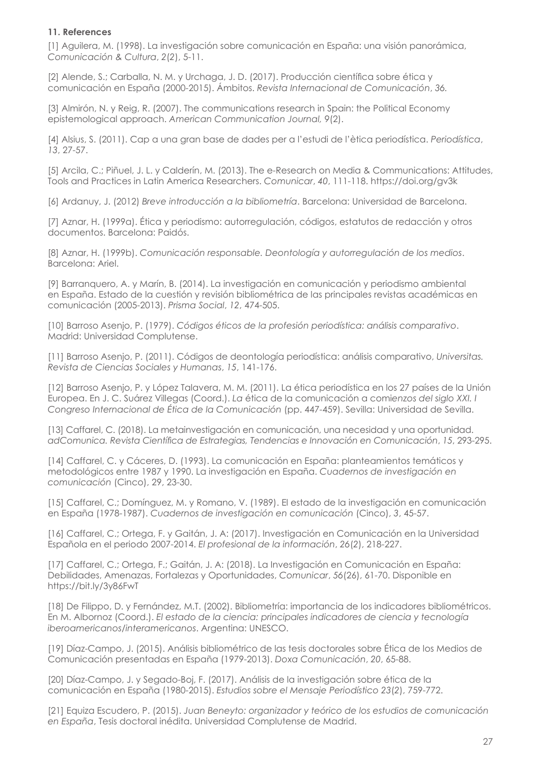### 11. References

[1] Aguilera, M. (1998). La investigación sobre comunicación en España: una visión panorámica, *Comunicación & Cultura*, *2*(2), 5-11.

[2] Alende, S.; Carballa, N. M. y Urchaga, J. D. (2017). Producción científica sobre ética y comunicación en España (2000-2015). Ámbitos. *Revista Internacional de Comunicación*, *36.*

[3] Almirón, N. y Reig, R. (2007). The communications research in Spain: the Political Economy epistemological approach. *American Communication Journal, 9*(2).

[4] Alsius, S. (2011). Cap a una gran base de dades per a l'estudi de l'ètica periodística. *Periodística*, *13*, 27-57.

[5] Arcila, C.; Piñuel, J. L. y Calderín, M. (2013). The e-Research on Media & Communications: Attitudes, Tools and Practices in Latin America Researchers. *Comunicar*, *40*, 111-118. https://doi.org/gv3k

[6] Ardanuy, J. (2012) *Breve introducción a la bibliometría*. Barcelona: Universidad de Barcelona.

[7] Aznar, H. (1999a). Ética y periodismo: autorregulación, códigos, estatutos de redacción y otros documentos. Barcelona: Paidós.

[8] Aznar, H. (1999b). *Comunicación responsable. Deontología y autorregulación de los medios*. Barcelona: Ariel.

[9] Barranquero, A. y Marín, B. (2014). La investigación en comunicación y periodismo ambiental en España. Estado de la cuestión y revisión bibliométrica de las principales revistas académicas en comunicación (2005-2013). *Prisma Social*, *12*, 474-505.

[10] Barroso Asenjo, P. (1979). *Códigos éticos de la profesión periodística: análisis comparativo*. Madrid: Universidad Complutense.

[11] Barroso Asenjo, P. (2011). Códigos de deontología periodística: análisis comparativo, *Universitas. Revista de Ciencias Sociales y Humanas*, *15*, 141-176.

[12] Barroso Asenjo, P. y López Talavera, M. M. (2011). La ética periodística en los 27 países de la Unión Europea. En J. C. Suárez Villegas (Coord.). *La ética de la comunicación a comienzos del siglo XXI. I Congreso Internacional de Ética de la Comunicación* (pp. 447-459). Sevilla: Universidad de Sevilla.

[13] Caffarel, C. (2018). La metainvestigación en comunicación, una necesidad y una oportunidad. *adComunica. Revista Científica de Estrategias, Tendencias e Innovación en Comunicación*, *15*, 293-295.

[14] Caffarel, C. y Cáceres, D. (1993). La comunicación en España: planteamientos temáticos y metodológicos entre 1987 y 1990. La investigación en España. *Cuadernos de investigación en comunicación* (Cinco), 29, 23-30.

[15] Caffarel, C.; Domínguez, M. y Romano, V. (1989). El estado de la investigación en comunicación en España (1978-1987). *Cuadernos de investigación en comunicación* (Cinco), *3*, 45-57.

[16] Caffarel, C.; Ortega, F. y Gaitán, J. A: (2017). Investigación en Comunicación en la Universidad Española en el periodo 2007-2014. *El profesional de la información*, *26*(2), 218-227.

[17] Caffarel, C.; Ortega, F.; Gaitán, J. A: (2018). La Investigación en Comunicación en España: Debilidades, Amenazas, Fortalezas y Oportunidades, *Comunicar*, *56*(26), 61-70. Disponible en https://bit.ly/3y86FwT

[18] De Filippo, D. y Fernández, M.T. (2002). Bibliometría: importancia de los indicadores bibliométricos. En M. Albornoz (Coord.). *El estado de la ciencia: principales indicadores de ciencia y tecnología iberoamericanos/interamericanos*. Argentina: UNESCO.

[19] Díaz-Campo, J. (2015). Análisis bibliométrico de las tesis doctorales sobre Ética de los Medios de Comunicación presentadas en España (1979-2013). *Doxa Comunicación*, *20*, 65-88.

[20] Díaz-Campo, J. y Segado-Boj, F. (2017). Análisis de la investigación sobre ética de la comunicación en España (1980-2015). *Estudios sobre el Mensaje Periodístico 23*(2), 759-772.

[21] Equiza Escudero, P. (2015). *Juan Beneyto: organizador y teórico de los estudios de comunicación en España*, Tesis doctoral inédita. Universidad Complutense de Madrid.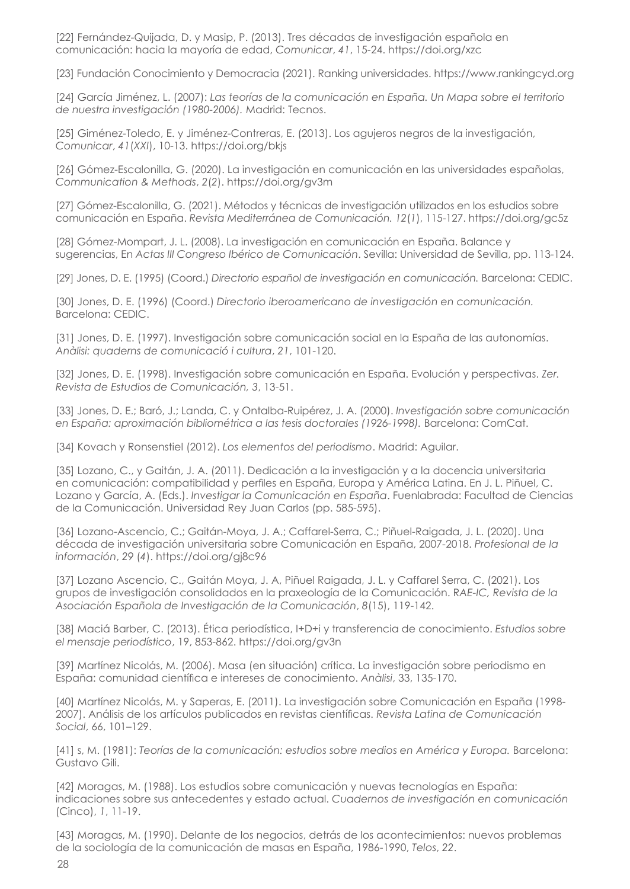[22] Fernández-Quijada, D. y Masip, P. (2013). Tres décadas de investigación española en comunicación: hacia la mayoría de edad, *Comunicar*, *41*, 15-24. https://doi.org/xzc

[23] Fundación Conocimiento y Democracia (2021). Ranking universidades. https://www.rankingcyd.org

[24] García Jiménez, L. (2007): *Las teorías de la comunicación en España. Un Mapa sobre el territorio de nuestra investigación (1980-2006).* Madrid: Tecnos.

[25] Giménez-Toledo, E. y Jiménez-Contreras, E. (2013). Los agujeros negros de la investigación, *Comunicar*, *41*(*XXI*), 10-13. https://doi.org/bkjs

[26] Gómez-Escalonilla, G. (2020). La investigación en comunicación en las universidades españolas, *Communication & Methods*, *2*(*2*). https://doi.org/gv3m

[27] Gómez-Escalonilla, G. (2021). Métodos y técnicas de investigación utilizados en los estudios sobre comunicación en España. *Revista Mediterránea de Comunicación. 12*(*1*), 115-127. https://doi.org/gc5z

[28] Gómez-Mompart, J. L. (2008). La investigación en comunicación en España. Balance y sugerencias, En *Actas III Congreso Ibérico de Comunicación*. Sevilla: Universidad de Sevilla, pp. 113-124.

[29] Jones, D. E. (1995) (Coord.) *Directorio español de investigación en comunicación.* Barcelona: CEDIC.

[30] Jones, D. E. (1996) (Coord.) *Directorio iberoamericano de investigación en comunicación.* Barcelona: CEDIC.

[31] Jones, D. E. (1997). Investigación sobre comunicación social en la España de las autonomías. *Anàlisi: quaderns de comunicació i cultura*, *21*, 101-120.

[32] Jones, D. E. (1998). Investigación sobre comunicación en España. Evolución y perspectivas. *Zer. Revista de Estudios de Comunicación, 3*, 13-51.

[33] Jones, D. E.; Baró, J.; Landa, C. y Ontalba-Ruipérez, J. A. (2000). *Investigación sobre comunicación en España: aproximación bibliométrica a las tesis doctorales (1926-1998).* Barcelona: ComCat.

[34] Kovach y Ronsenstiel (2012). *Los elementos del periodismo*. Madrid: Aguilar.

[35] Lozano, C., y Gaitán, J. A. (2011). Dedicación a la investigación y a la docencia universitaria en comunicación: compatibilidad y perfiles en España, Europa y América Latina. En J. L. Piñuel, C. Lozano y García, A. (Eds.). *Investigar la Comunicación en España*. Fuenlabrada: Facultad de Ciencias de la Comunicación. Universidad Rey Juan Carlos (pp. 585-595).

[36] Lozano-Ascencio, C.; Gaitán-Moya, J. A.; Caffarel-Serra, C.; Piñuel-Raigada, J. L. (2020). Una década de investigación universitaria sobre Comunicación en España, 2007-2018. *Profesional de la información*, *29* (*4*). https://doi.org/gj8c96

[37] Lozano Ascencio, C., Gaitán Moya, J. A, Piñuel Raigada, J. L. y Caffarel Serra, C. (2021). Los grupos de investigación consolidados en la praxeología de la Comunicación. *RAE-IC, Revista de la Asociación Española de Investigación de la Comunicación*, *8*(15), 119-142.

[38] Maciá Barber, C. (2013). Ética periodística, I+D+i y transferencia de conocimiento. *Estudios sobre el mensaje periodístico*, 19, 853-862. https://doi.org/gv3n

[39] Martínez Nicolás, M. (2006). Masa (en situación) crítica. La investigación sobre periodismo en España: comunidad científica e intereses de conocimiento. *Anàlisi*, 33, 135-170.

[40] Martínez Nicolás, M. y Saperas, E. (2011). La investigación sobre Comunicación en España (1998-2007). Análisis de los artículos publicados en revistas científicas. *Revista Latina de Comunicación Social*, 66, 101–129.

[41] s, M. (1981): *Teorías de la comunicación: estudios sobre medios en América y Europa.* Barcelona: Gustavo Gili.

[42] Moragas, M. (1988). Los estudios sobre comunicación y nuevas tecnologías en España: indicaciones sobre sus antecedentes y estado actual. *Cuadernos de investigación en comunicación* (Cinco), *1*, 11-19.

[43] Moragas, M. (1990). Delante de los negocios, detrás de los acontecimientos: nuevos problemas de la sociología de la comunicación de masas en España, 1986-1990, *Telos*, *22*.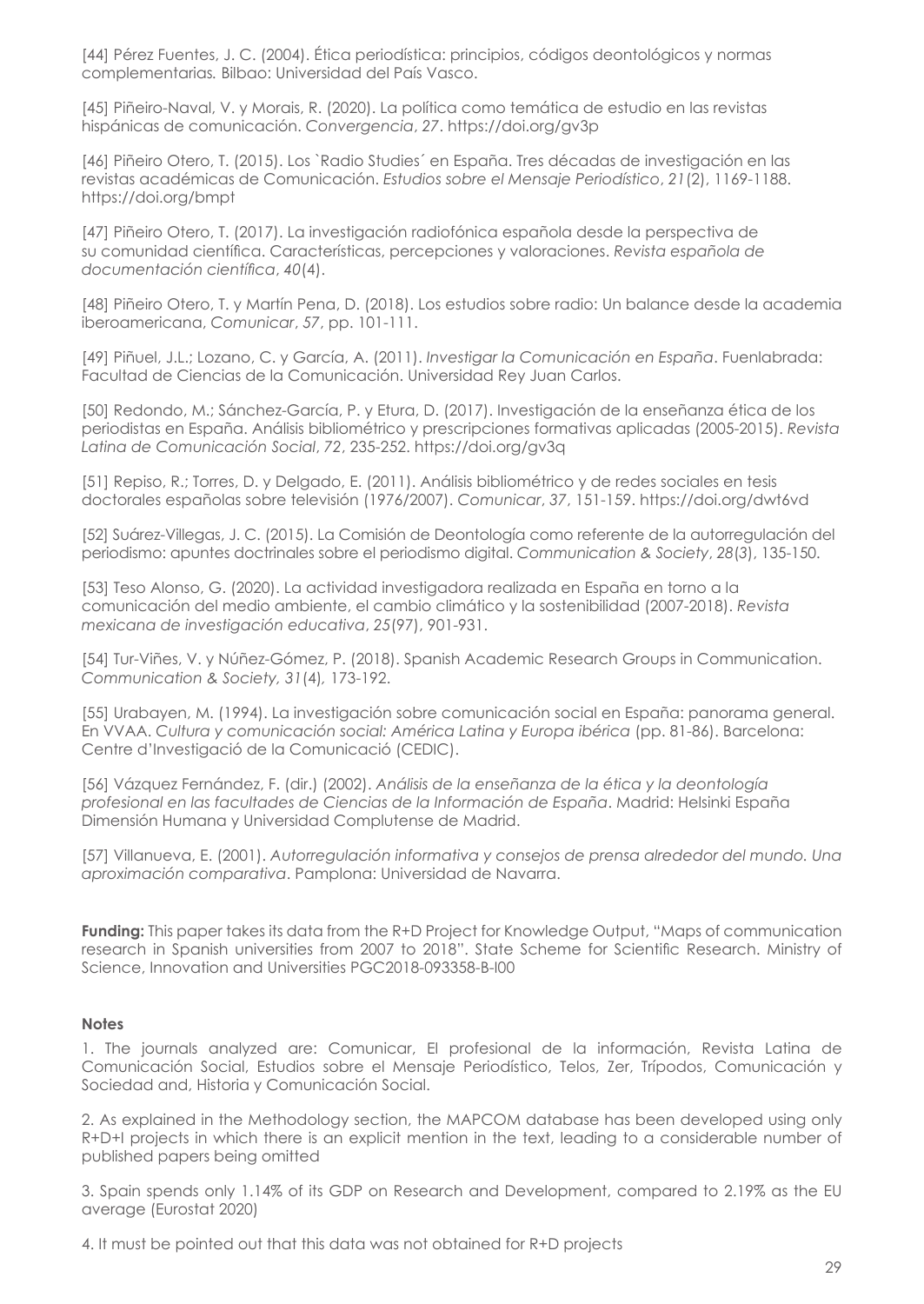[44] Pérez Fuentes, J. C. (2004). Ética periodística: principios, códigos deontológicos y normas complementarias*.* Bilbao: Universidad del País Vasco.

[45] Piñeiro-Naval, V. y Morais, R. (2020). La política como temática de estudio en las revistas hispánicas de comunicación. *Convergencia*, *27*. https://doi.org/gv3p

[46] Piñeiro Otero, T. (2015). Los `Radio Studies´ en España. Tres décadas de investigación en las revistas académicas de Comunicación. *Estudios sobre el Mensaje Periodístico*, *21*(2), 1169-1188. https://doi.org/bmpt

[47] Piñeiro Otero, T. (2017). La investigación radiofónica española desde la perspectiva de su comunidad científica. Características, percepciones y valoraciones. *Revista española de documentación científica*, *40*(4).

[48] Piñeiro Otero, T. y Martín Pena, D. (2018). Los estudios sobre radio: Un balance desde la academia iberoamericana, *Comunicar*, *57*, pp. 101-111.

[49] Piñuel, J.L.; Lozano, C. y García, A. (2011). *Investigar la Comunicación en España*. Fuenlabrada: Facultad de Ciencias de la Comunicación. Universidad Rey Juan Carlos.

[50] Redondo, M.; Sánchez-García, P. y Etura, D. (2017). Investigación de la enseñanza ética de los periodistas en España. Análisis bibliométrico y prescripciones formativas aplicadas (2005-2015). *Revista Latina de Comunicación Social*, *72*, 235-252. https://doi.org/gv3q

[51] Repiso, R.; Torres, D. y Delgado, E. (2011). Análisis bibliométrico y de redes sociales en tesis doctorales españolas sobre televisión (1976/2007). *Comunicar*, *37*, 151-159. https://doi.org/dwt6vd

[52] Suárez-Villegas, J. C. (2015). La Comisión de Deontología como referente de la autorregulación del periodismo: apuntes doctrinales sobre el periodismo digital. *Communication & Society*, *28*(3), 135-150.

[53] Teso Alonso, G. (2020). La actividad investigadora realizada en España en torno a la comunicación del medio ambiente, el cambio climático y la sostenibilidad (2007-2018). *Revista mexicana de investigación educativa*, *25*(97), 901-931.

[54] Tur-Viñes, V. y Núñez-Gómez, P. (2018). Spanish Academic Research Groups in Communication. *Communication & Society, 31*(4)*,* 173-192.

[55] Urabayen, M. (1994). La investigación sobre comunicación social en España: panorama general. En VVAA. *Cultura y comunicación social: América Latina y Europa ibérica* (pp. 81-86). Barcelona: Centre d'Investigació de la Comunicació (CEDIC).

[56] Vázquez Fernández, F. (dir.) (2002). *Análisis de la enseñanza de la ética y la deontología profesional en las facultades de Ciencias de la Información de España*. Madrid: Helsinki España Dimensión Humana y Universidad Complutense de Madrid.

[57] Villanueva, E. (2001). *Autorregulación informativa y consejos de prensa alrededor del mundo. Una aproximación comparativa*. Pamplona: Universidad de Navarra.

**Funding:** This paper takes its data from the R+D Project for Knowledge Output, "Maps of communication research in Spanish universities from 2007 to 2018". State Scheme for Scientific Research. Ministry of Science, Innovation and Universities PGC2018-093358-B-I00

**Notes**

1. The journals analyzed are: Comunicar, El profesional de la información, Revista Latina de Comunicación Social, Estudios sobre el Mensaje Periodístico, Telos, Zer, Trípodos, Comunicación y Sociedad and, Historia y Comunicación Social.

2. As explained in the Methodology section, the MAPCOM database has been developed using only R+D+I projects in which there is an explicit mention in the text, leading to a considerable number of published papers being omitted

3. Spain spends only 1.14% of its GDP on Research and Development, compared to 2.19% as the EU average (Eurostat 2020)

4. It must be pointed out that this data was not obtained for R+D projects